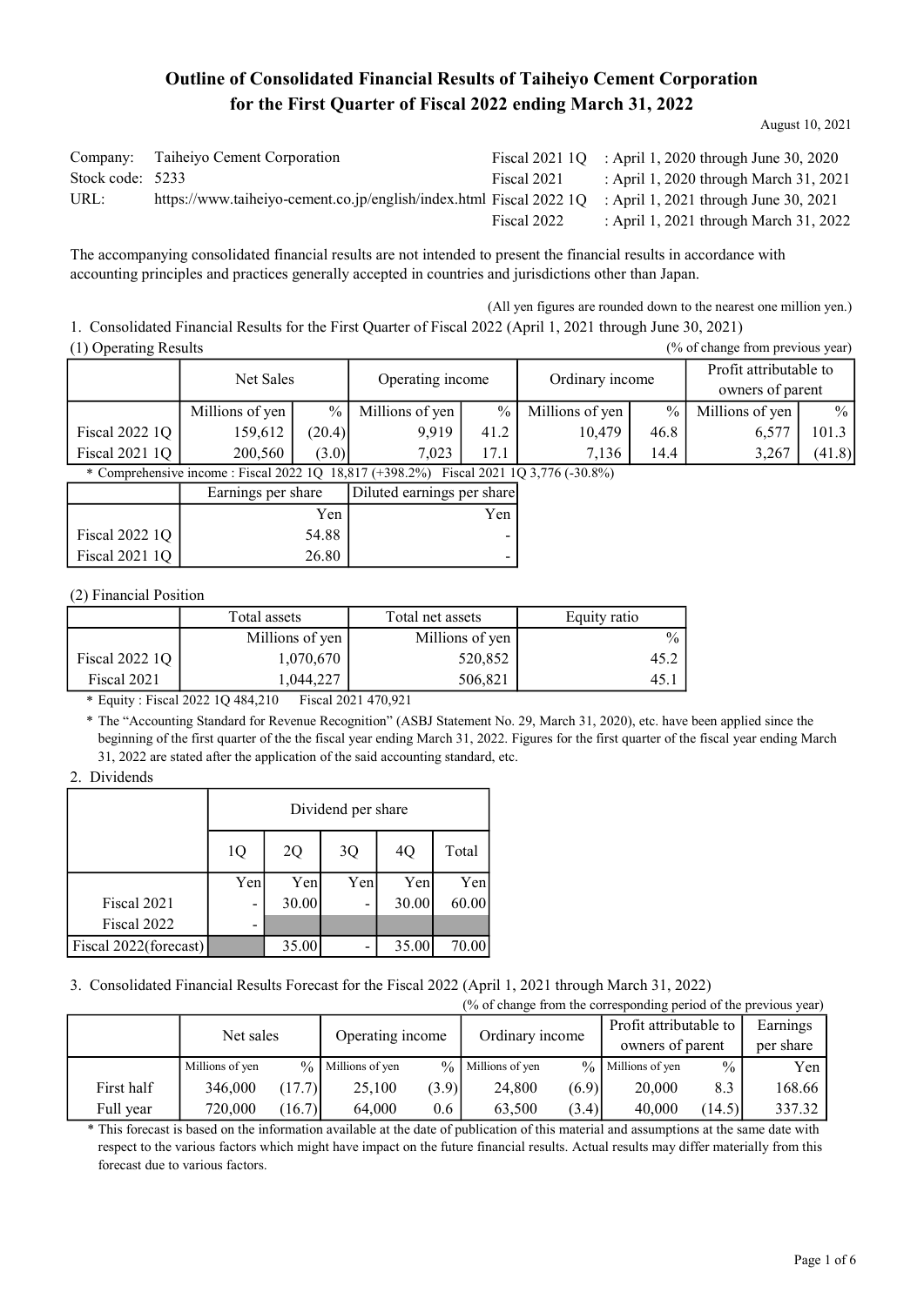# Outline of Consolidated Financial Results of Taiheiyo Cement Corporation for the First Quarter of Fiscal 2022 ending March 31, 2022

August 10, 2021

| | | | |
|---|---|---|---|
| Company: | Taiheiyo Cement Corporation | Fiscal 2021 1Q | : April 1, 2020 through June 30, 2020 |
| Stock code: | 5233 | Fiscal 2021 | : April 1, 2020 through March 31, 2021 |
| URL: | https://www.taiheiyo-cement.co.jp/english/index.html | Fiscal 2022 1Q | : April 1, 2021 through June 30, 2021 |
| | | Fiscal 2022 | : April 1, 2021 through March 31, 2022 |

The accompanying consolidated financial results are not intended to present the financial results in accordance with accounting principles and practices generally accepted in countries and jurisdictions other than Japan.

(All yen figures are rounded down to the nearest one million yen.)

1. Consolidated Financial Results for the First Quarter of Fiscal 2022 (April 1, 2021 through June 30, 2021)

(1) Operating Results (% of change from previous year)

| | Net Sales | | Operating income | | Ordinary income | | Profit attributable to owners of parent | |
|---|---|---|---|---|---|---|---|---|
| | Millions of yen | % | Millions of yen | % | Millions of yen | % | Millions of yen | % |
| Fiscal 2022 1Q | 159,612 | (20.4) | 9,919 | 41.2 | 10,479 | 46.8 | 6,577 | 101.3 |
| Fiscal 2021 1Q | 200,560 | (3.0) | 7,023 | 17.1 | 7,136 | 14.4 | 3,267 | (41.8) |

\* Comprehensive income : Fiscal 2022 1Q 18,817 (+398.2%) Fiscal 2021 1Q 3,776 (-30.8%)

| | Earnings per share | Diluted earnings per share |
|---|---|---|
| | Yen | Yen |
| Fiscal 2022 1Q | 54.88 | - |
| Fiscal 2021 1Q | 26.80 | - |

(2) Financial Position

| | Total assets | Total net assets | Equity ratio |
|---|---|---|---|
| | Millions of yen | Millions of yen | % |
| Fiscal 2022 1Q | 1,070,670 | 520,852 | 45.2 |
| Fiscal 2021 | 1,044,227 | 506,821 | 45.1 |

\* Equity : Fiscal 2022 1Q 484,210 Fiscal 2021 470,921

\* The "Accounting Standard for Revenue Recognition" (ASBJ Statement No. 29, March 31, 2020), etc. have been applied since the beginning of the first quarter of the the fiscal year ending March 31, 2022. Figures for the first quarter of the fiscal year ending March 31, 2022 are stated after the application of the said accounting standard, etc.

2. Dividends

| | Dividend per share | | | | |
|---|---|---|---|---|---|
| | 1Q | 2Q | 3Q | 4Q | Total |
| | Yen | Yen | Yen | Yen | Yen |
| Fiscal 2021 | - | 30.00 | - | 30.00 | 60.00 |
| Fiscal 2022 | - | | | | |
| Fiscal 2022(forecast) | | 35.00 | - | 35.00 | 70.00 |

3. Consolidated Financial Results Forecast for the Fiscal 2022 (April 1, 2021 through March 31, 2022)

(% of change from the corresponding period of the previous year)

| | Net sales | | Operating income | | Ordinary income | | Profit attributable to owners of parent | | Earnings per share |
|---|---|---|---|---|---|---|---|---|---|
| | Millions of yen | % | Millions of yen | % | Millions of yen | % | Millions of yen | % | Yen |
| First half | 346,000 | (17.7) | 25,100 | (3.9) | 24,800 | (6.9) | 20,000 | 8.3 | 168.66 |
| Full year | 720,000 | (16.7) | 64,000 | 0.6 | 63,500 | (3.4) | 40,000 | (14.5) | 337.32 |

\* This forecast is based on the information available at the date of publication of this material and assumptions at the same date with respect to the various factors which might have impact on the future financial results. Actual results may differ materially from this forecast due to various factors.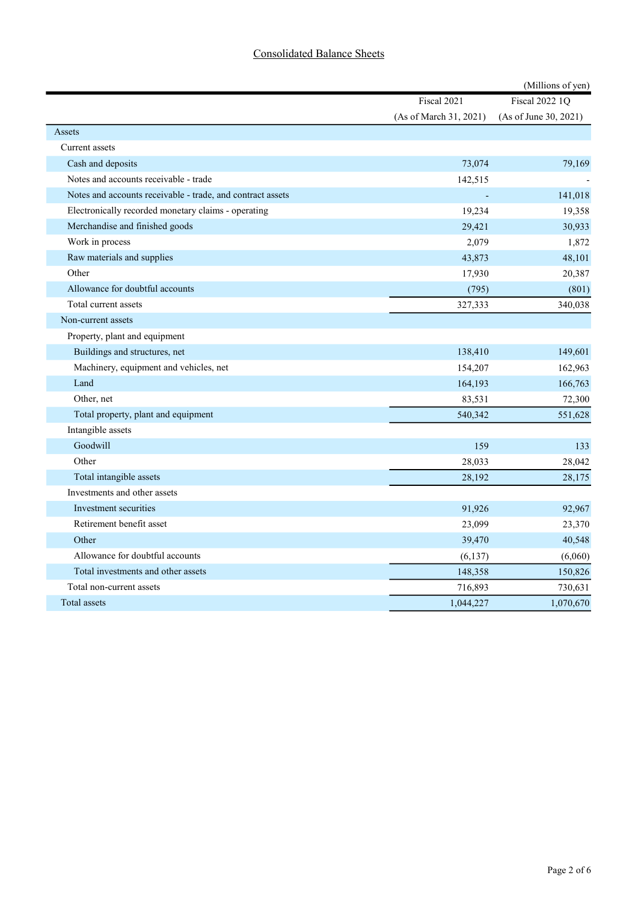## Consolidated Balance Sheets

(Millions of yen)

| | Fiscal 2021 (As of March 31, 2021) | Fiscal 2022 1Q (As of June 30, 2021) |
|---|---|---|
| Assets | | |
| Current assets | | |
| Cash and deposits | 73,074 | 79,169 |
| Notes and accounts receivable - trade | 142,515 | - |
| Notes and accounts receivable - trade, and contract assets | - | 141,018 |
| Electronically recorded monetary claims - operating | 19,234 | 19,358 |
| Merchandise and finished goods | 29,421 | 30,933 |
| Work in process | 2,079 | 1,872 |
| Raw materials and supplies | 43,873 | 48,101 |
| Other | 17,930 | 20,387 |
| Allowance for doubtful accounts | (795) | (801) |
| Total current assets | 327,333 | 340,038 |
| Non-current assets | | |
| Property, plant and equipment | | |
| Buildings and structures, net | 138,410 | 149,601 |
| Machinery, equipment and vehicles, net | 154,207 | 162,963 |
| Land | 164,193 | 166,763 |
| Other, net | 83,531 | 72,300 |
| Total property, plant and equipment | 540,342 | 551,628 |
| Intangible assets | | |
| Goodwill | 159 | 133 |
| Other | 28,033 | 28,042 |
| Total intangible assets | 28,192 | 28,175 |
| Investments and other assets | | |
| Investment securities | 91,926 | 92,967 |
| Retirement benefit asset | 23,099 | 23,370 |
| Other | 39,470 | 40,548 |
| Allowance for doubtful accounts | (6,137) | (6,060) |
| Total investments and other assets | 148,358 | 150,826 |
| Total non-current assets | 716,893 | 730,631 |
| Total assets | 1,044,227 | 1,070,670 |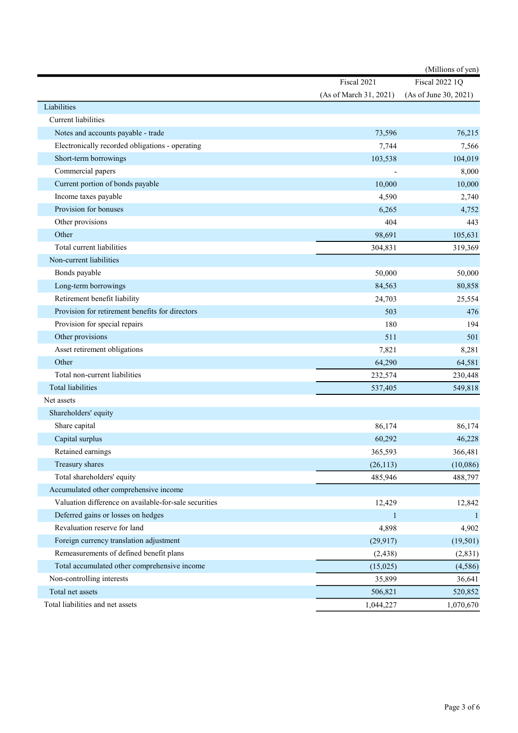(Millions of yen)

| | Fiscal 2021 (As of March 31, 2021) | Fiscal 2022 1Q (As of June 30, 2021) |
|---|---|---|
| Liabilities | | |
| Current liabilities | | |
| Notes and accounts payable - trade | 73,596 | 76,215 |
| Electronically recorded obligations - operating | 7,744 | 7,566 |
| Short-term borrowings | 103,538 | 104,019 |
| Commercial papers | - | 8,000 |
| Current portion of bonds payable | 10,000 | 10,000 |
| Income taxes payable | 4,590 | 2,740 |
| Provision for bonuses | 6,265 | 4,752 |
| Other provisions | 404 | 443 |
| Other | 98,691 | 105,631 |
| Total current liabilities | 304,831 | 319,369 |
| Non-current liabilities | | |
| Bonds payable | 50,000 | 50,000 |
| Long-term borrowings | 84,563 | 80,858 |
| Retirement benefit liability | 24,703 | 25,554 |
| Provision for retirement benefits for directors | 503 | 476 |
| Provision for special repairs | 180 | 194 |
| Other provisions | 511 | 501 |
| Asset retirement obligations | 7,821 | 8,281 |
| Other | 64,290 | 64,581 |
| Total non-current liabilities | 232,574 | 230,448 |
| Total liabilities | 537,405 | 549,818 |
| Net assets | | |
| Shareholders' equity | | |
| Share capital | 86,174 | 86,174 |
| Capital surplus | 60,292 | 46,228 |
| Retained earnings | 365,593 | 366,481 |
| Treasury shares | (26,113) | (10,086) |
| Total shareholders' equity | 485,946 | 488,797 |
| Accumulated other comprehensive income | | |
| Valuation difference on available-for-sale securities | 12,429 | 12,842 |
| Deferred gains or losses on hedges | 1 | 1 |
| Revaluation reserve for land | 4,898 | 4,902 |
| Foreign currency translation adjustment | (29,917) | (19,501) |
| Remeasurements of defined benefit plans | (2,438) | (2,831) |
| Total accumulated other comprehensive income | (15,025) | (4,586) |
| Non-controlling interests | 35,899 | 36,641 |
| Total net assets | 506,821 | 520,852 |
| Total liabilities and net assets | 1,044,227 | 1,070,670 |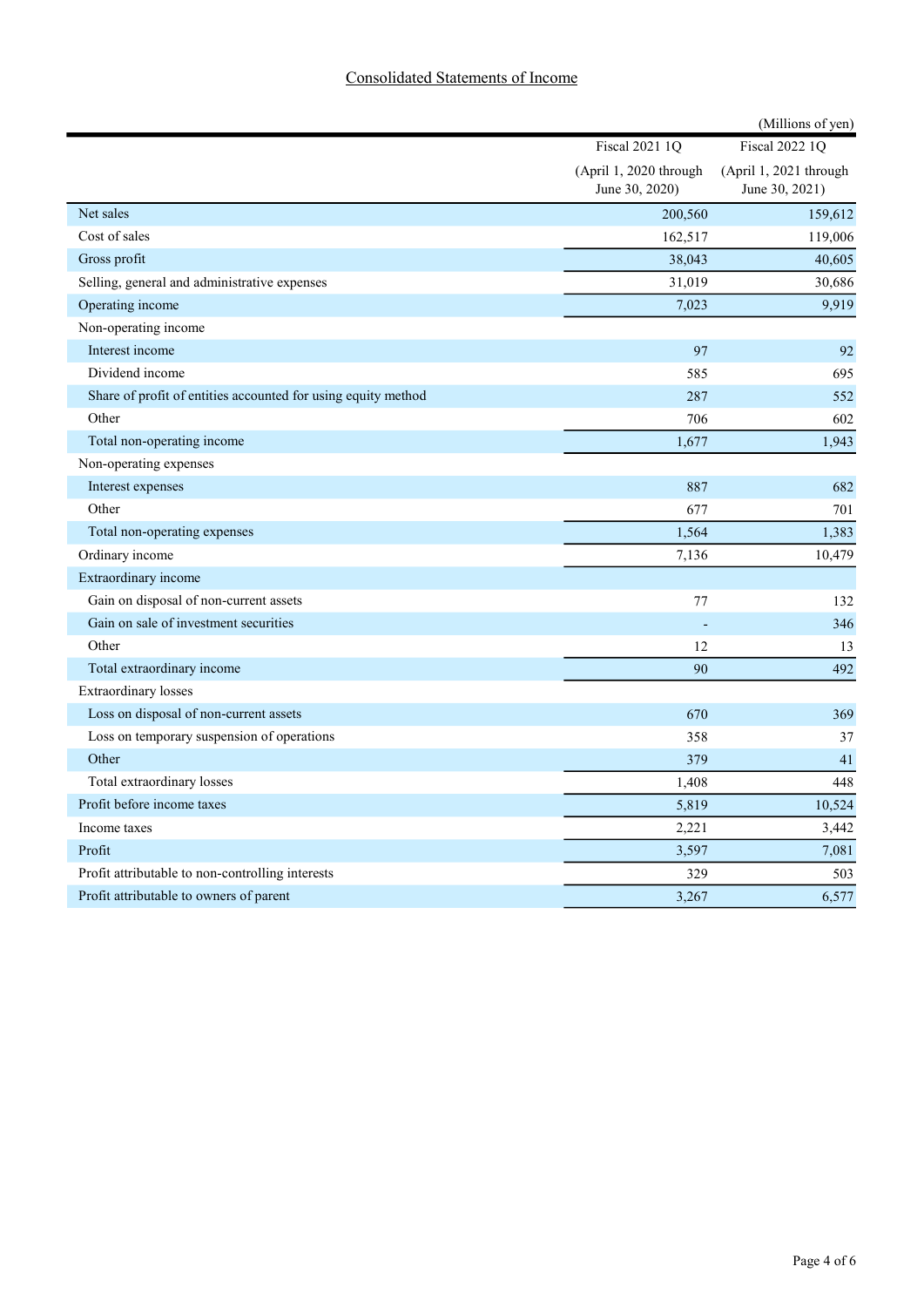## Consolidated Statements of Income

(Millions of yen)

| | Fiscal 2021 1Q (April 1, 2020 through June 30, 2020) | Fiscal 2022 1Q (April 1, 2021 through June 30, 2021) |
|---|---|---|
| Net sales | 200,560 | 159,612 |
| Cost of sales | 162,517 | 119,006 |
| Gross profit | 38,043 | 40,605 |
| Selling, general and administrative expenses | 31,019 | 30,686 |
| Operating income | 7,023 | 9,919 |
| Non-operating income | | |
| Interest income | 97 | 92 |
| Dividend income | 585 | 695 |
| Share of profit of entities accounted for using equity method | 287 | 552 |
| Other | 706 | 602 |
| Total non-operating income | 1,677 | 1,943 |
| Non-operating expenses | | |
| Interest expenses | 887 | 682 |
| Other | 677 | 701 |
| Total non-operating expenses | 1,564 | 1,383 |
| Ordinary income | 7,136 | 10,479 |
| Extraordinary income | | |
| Gain on disposal of non-current assets | 77 | 132 |
| Gain on sale of investment securities | - | 346 |
| Other | 12 | 13 |
| Total extraordinary income | 90 | 492 |
| Extraordinary losses | | |
| Loss on disposal of non-current assets | 670 | 369 |
| Loss on temporary suspension of operations | 358 | 37 |
| Other | 379 | 41 |
| Total extraordinary losses | 1,408 | 448 |
| Profit before income taxes | 5,819 | 10,524 |
| Income taxes | 2,221 | 3,442 |
| Profit | 3,597 | 7,081 |
| Profit attributable to non-controlling interests | 329 | 503 |
| Profit attributable to owners of parent | 3,267 | 6,577 |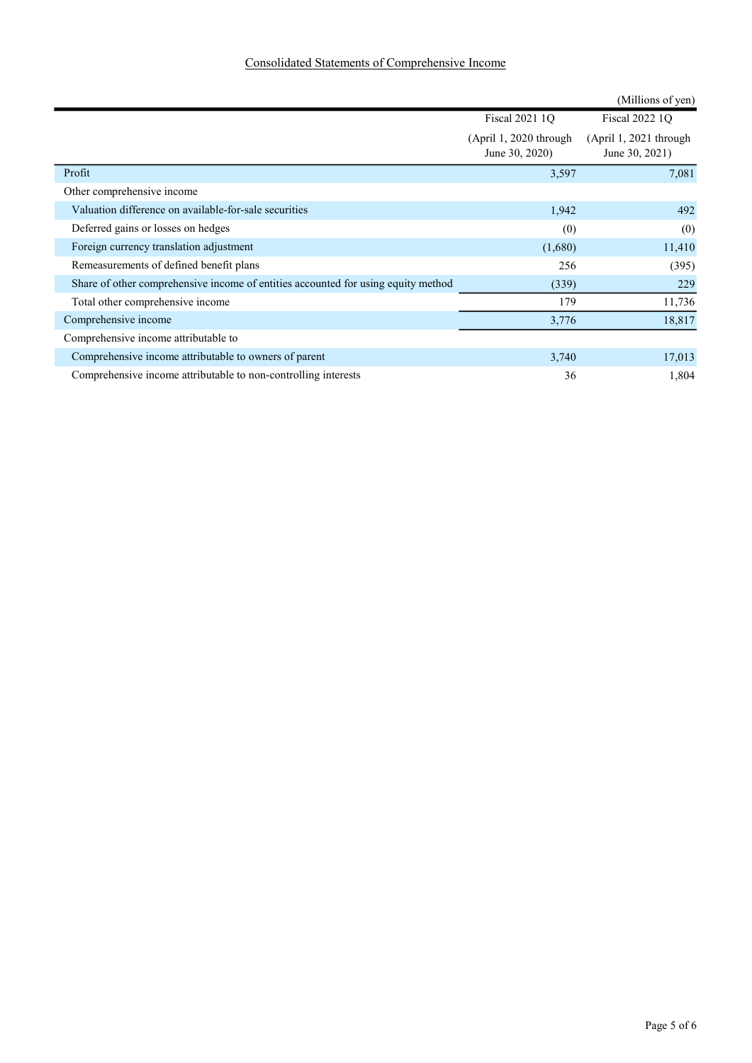## Consolidated Statements of Comprehensive Income

(Millions of yen)

| | Fiscal 2021 1Q (April 1, 2020 through June 30, 2020) | Fiscal 2022 1Q (April 1, 2021 through June 30, 2021) |
|---|---|---|
| Profit | 3,597 | 7,081 |
| Other comprehensive income | | |
| Valuation difference on available-for-sale securities | 1,942 | 492 |
| Deferred gains or losses on hedges | (0) | (0) |
| Foreign currency translation adjustment | (1,680) | 11,410 |
| Remeasurements of defined benefit plans | 256 | (395) |
| Share of other comprehensive income of entities accounted for using equity method | (339) | 229 |
| Total other comprehensive income | 179 | 11,736 |
| Comprehensive income | 3,776 | 18,817 |
| Comprehensive income attributable to | | |
| Comprehensive income attributable to owners of parent | 3,740 | 17,013 |
| Comprehensive income attributable to non-controlling interests | 36 | 1,804 |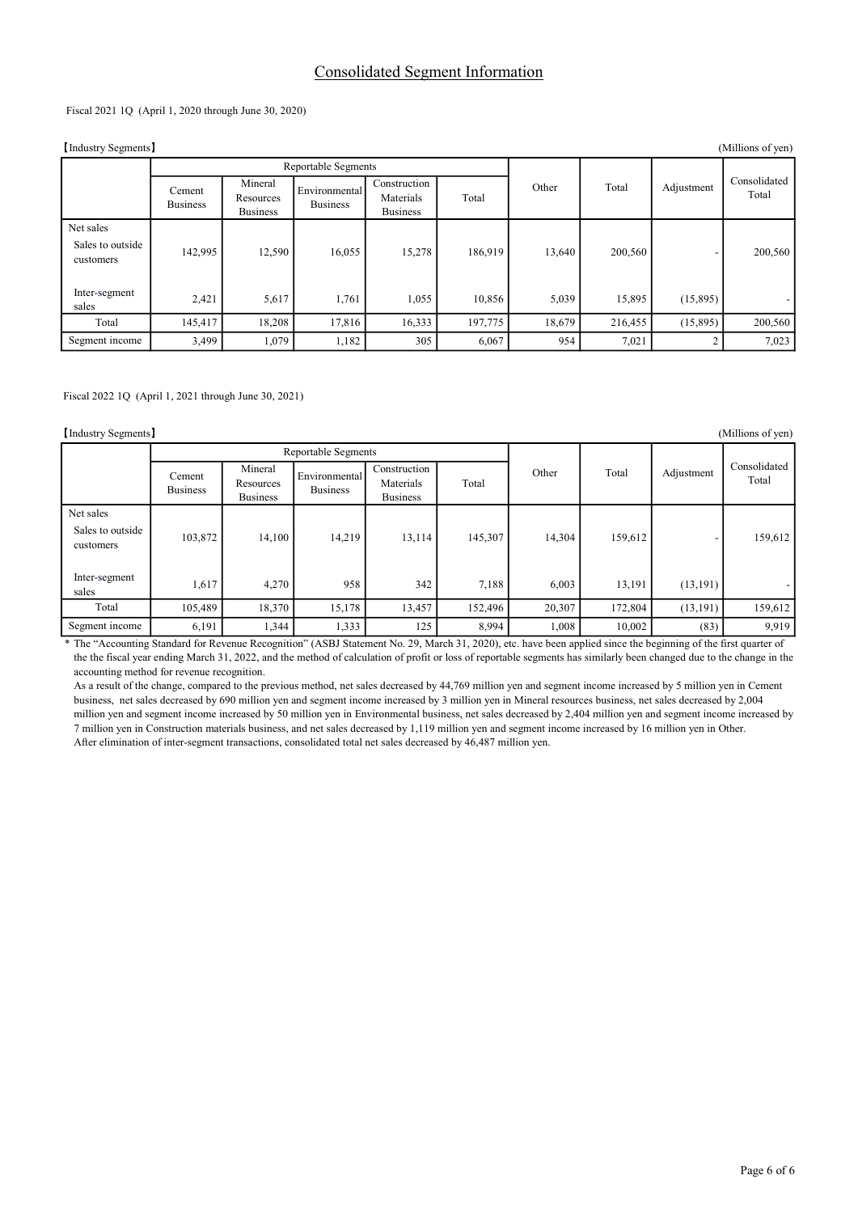# Consolidated Segment Information

Fiscal 2021 1Q (April 1, 2020 through June 30, 2020)

【Industry Segments】 (Millions of yen)

| | Reportable Segments | | | | | Other | Total | Adjustment | Consolidated Total |
|---|---|---|---|---|---|---|---|---|---|
| | Cement Business | Mineral Resources Business | Environmental Business | Construction Materials Business | Total | | | | |
| Net sales | | | | | | | | | |
| Sales to outside customers | 142,995 | 12,590 | 16,055 | 15,278 | 186,919 | 13,640 | 200,560 | - | 200,560 |
| Inter-segment sales | 2,421 | 5,617 | 1,761 | 1,055 | 10,856 | 5,039 | 15,895 | (15,895) | - |
| Total | 145,417 | 18,208 | 17,816 | 16,333 | 197,775 | 18,679 | 216,455 | (15,895) | 200,560 |
| Segment income | 3,499 | 1,079 | 1,182 | 305 | 6,067 | 954 | 7,021 | 2 | 7,023 |

Fiscal 2022 1Q (April 1, 2021 through June 30, 2021)

【Industry Segments】 (Millions of yen)

| | Reportable Segments | | | | | Other | Total | Adjustment | Consolidated Total |
|---|---|---|---|---|---|---|---|---|---|
| | Cement Business | Mineral Resources Business | Environmental Business | Construction Materials Business | Total | | | | |
| Net sales | | | | | | | | | |
| Sales to outside customers | 103,872 | 14,100 | 14,219 | 13,114 | 145,307 | 14,304 | 159,612 | - | 159,612 |
| Inter-segment sales | 1,617 | 4,270 | 958 | 342 | 7,188 | 6,003 | 13,191 | (13,191) | - |
| Total | 105,489 | 18,370 | 15,178 | 13,457 | 152,496 | 20,307 | 172,804 | (13,191) | 159,612 |
| Segment income | 6,191 | 1,344 | 1,333 | 125 | 8,994 | 1,008 | 10,002 | (83) | 9,919 |

* The "Accounting Standard for Revenue Recognition" (ASBJ Statement No. 29, March 31, 2020), etc. have been applied since the beginning of the first quarter of the the fiscal year ending March 31, 2022, and the method of calculation of profit or loss of reportable segments has similarly been changed due to the change in the accounting method for revenue recognition.
  As a result of the change, compared to the previous method, net sales decreased by 44,769 million yen and segment income increased by 5 million yen in Cement business, net sales decreased by 690 million yen and segment income increased by 3 million yen in Mineral resources business, net sales decreased by 2,004 million yen and segment income increased by 50 million yen in Environmental business, net sales decreased by 2,404 million yen and segment income increased by 7 million yen in Construction materials business, and net sales decreased by 1,119 million yen and segment income increased by 16 million yen in Other.
  After elimination of inter-segment transactions, consolidated total net sales decreased by 46,487 million yen.